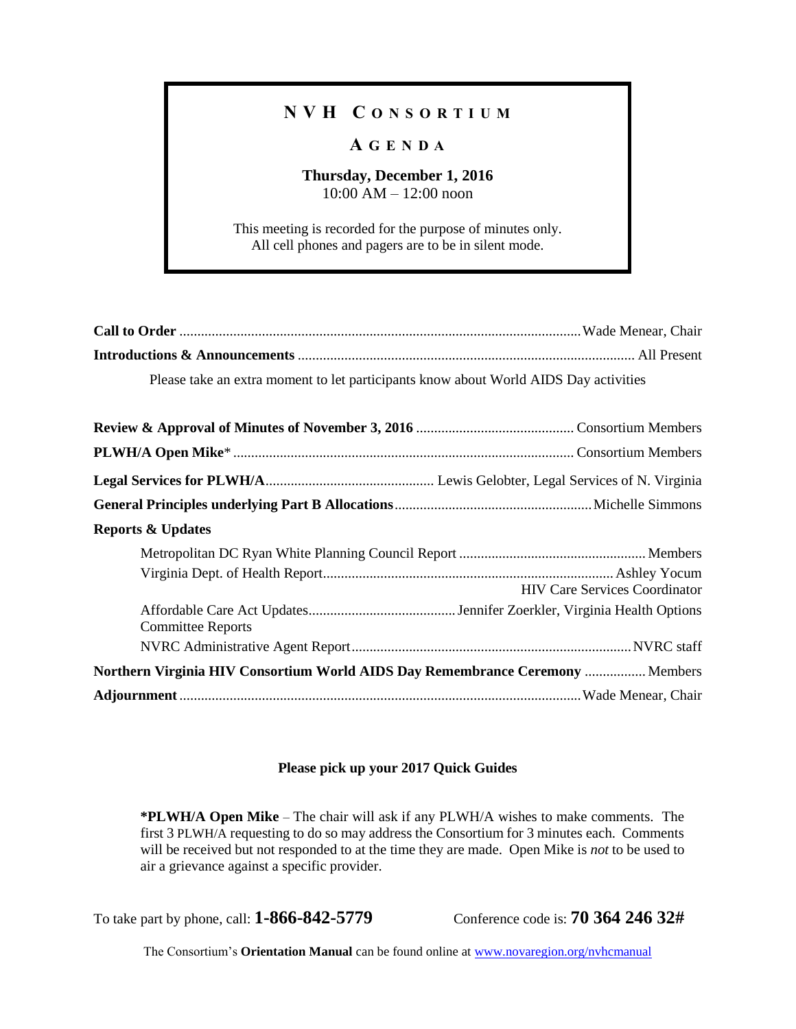# NVH CONSORTIUM

## AGENDA

**Thursday, December 1, 2016**
10:00 AM – 12:00 noon

This meeting is recorded for the purpose of minutes only.
All cell phones and pagers are to be in silent mode.

**Call to Order** .......... Wade Menear, Chair

**Introductions & Announcements** .......... All Present

Please take an extra moment to let participants know about World AIDS Day activities

**Review & Approval of Minutes of November 3, 2016** .......... Consortium Members

**PLWH/A Open Mike*** .......... Consortium Members

**Legal Services for PLWH/A** .......... Lewis Gelobter, Legal Services of N. Virginia

**General Principles underlying Part B Allocations** .......... Michelle Simmons

**Reports & Updates**

- Metropolitan DC Ryan White Planning Council Report .......... Members
- Virginia Dept. of Health Report .......... Ashley Yocum, HIV Care Services Coordinator
- Affordable Care Act Updates .......... Jennifer Zoerkler, Virginia Health Options
- Committee Reports
- NVRC Administrative Agent Report .......... NVRC staff

**Northern Virginia HIV Consortium World AIDS Day Remembrance Ceremony** .......... Members

**Adjournment** .......... Wade Menear, Chair

**Please pick up your 2017 Quick Guides**

***PLWH/A Open Mike** – The chair will ask if any PLWH/A wishes to make comments. The first 3 PLWH/A requesting to do so may address the Consortium for 3 minutes each. Comments will be received but not responded to at the time they are made. Open Mike is *not* to be used to air a grievance against a specific provider.

To take part by phone, call: **1-866-842-5779** Conference code is: **70 364 246 32#**

The Consortium's **Orientation Manual** can be found online at www.novaregion.org/nvhcmanual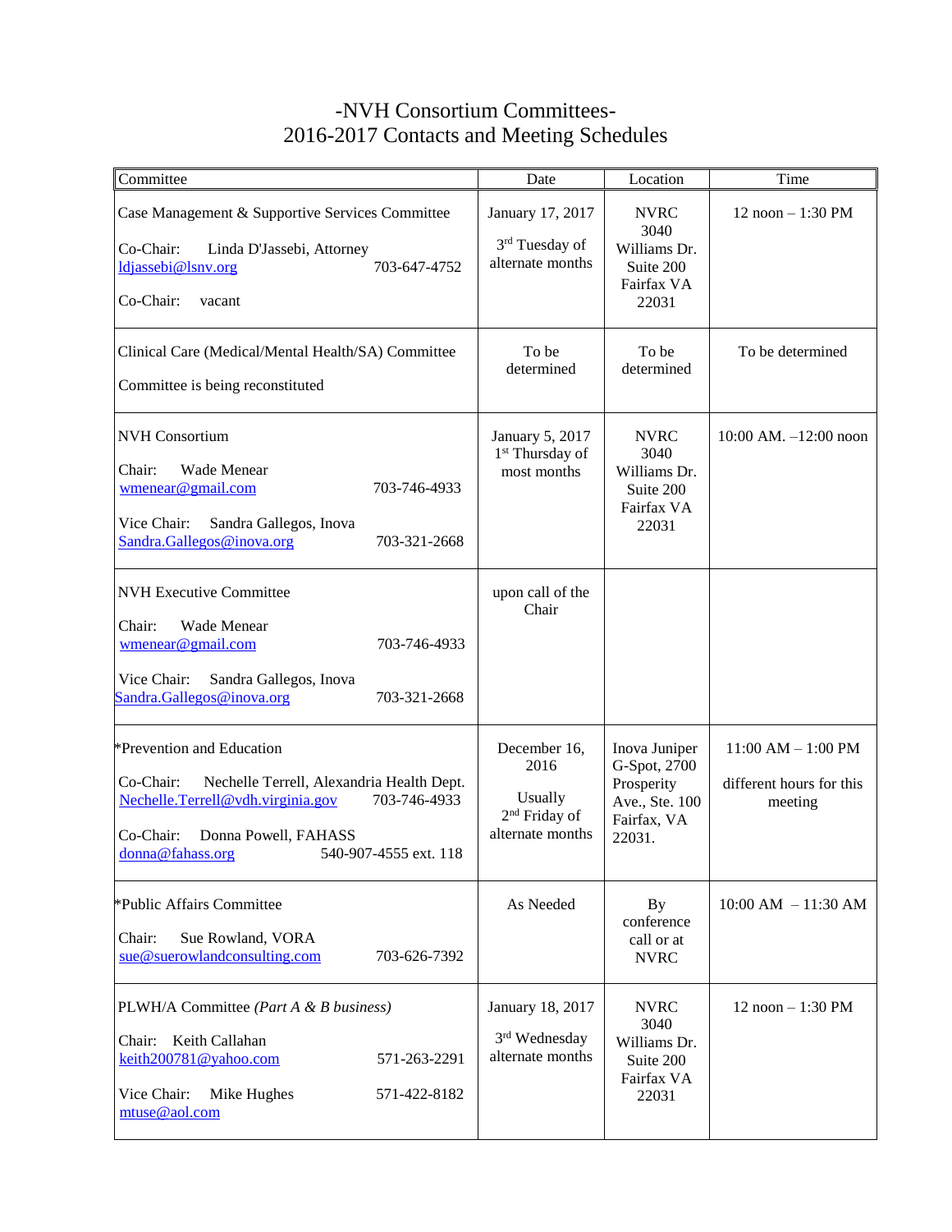# -NVH Consortium Committees-
# 2016-2017 Contacts and Meeting Schedules

| Committee | Date | Location | Time |
|---|---|---|---|
| Case Management & Supportive Services Committee<br><br>Co-Chair: Linda D'Jassebi, Attorney<br>ldjassebi@lsnv.org 703-647-4752<br><br>Co-Chair: vacant | January 17, 2017<br><br>3rd Tuesday of alternate months | NVRC 3040 Williams Dr. Suite 200 Fairfax VA 22031 | 12 noon – 1:30 PM |
| Clinical Care (Medical/Mental Health/SA) Committee<br><br>Committee is being reconstituted | To be determined | To be determined | To be determined |
| NVH Consortium<br><br>Chair: Wade Menear<br>wmenear@gmail.com 703-746-4933<br><br>Vice Chair: Sandra Gallegos, Inova<br>Sandra.Gallegos@inova.org 703-321-2668 | January 5, 2017<br>1st Thursday of most months | NVRC 3040 Williams Dr. Suite 200 Fairfax VA 22031 | 10:00 AM. –12:00 noon |
| NVH Executive Committee<br><br>Chair: Wade Menear<br>wmenear@gmail.com 703-746-4933<br><br>Vice Chair: Sandra Gallegos, Inova<br>Sandra.Gallegos@inova.org 703-321-2668 | upon call of the Chair | | |
| *Prevention and Education<br><br>Co-Chair: Nechelle Terrell, Alexandria Health Dept.<br>Nechelle.Terrell@vdh.virginia.gov 703-746-4933<br><br>Co-Chair: Donna Powell, FAHASS<br>donna@fahass.org 540-907-4555 ext. 118 | December 16, 2016<br><br>Usually 2nd Friday of alternate months | Inova Juniper G-Spot, 2700 Prosperity Ave., Ste. 100 Fairfax, VA 22031. | 11:00 AM – 1:00 PM<br><br>different hours for this meeting |
| *Public Affairs Committee<br><br>Chair: Sue Rowland, VORA<br>sue@suerowlandconsulting.com 703-626-7392 | As Needed | By conference call or at NVRC | 10:00 AM – 11:30 AM |
| PLWH/A Committee *(Part A & B business)*<br><br>Chair: Keith Callahan<br>keith200781@yahoo.com 571-263-2291<br><br>Vice Chair: Mike Hughes 571-422-8182<br>mtuse@aol.com | January 18, 2017<br><br>3rd Wednesday alternate months | NVRC 3040 Williams Dr. Suite 200 Fairfax VA 22031 | 12 noon – 1:30 PM |